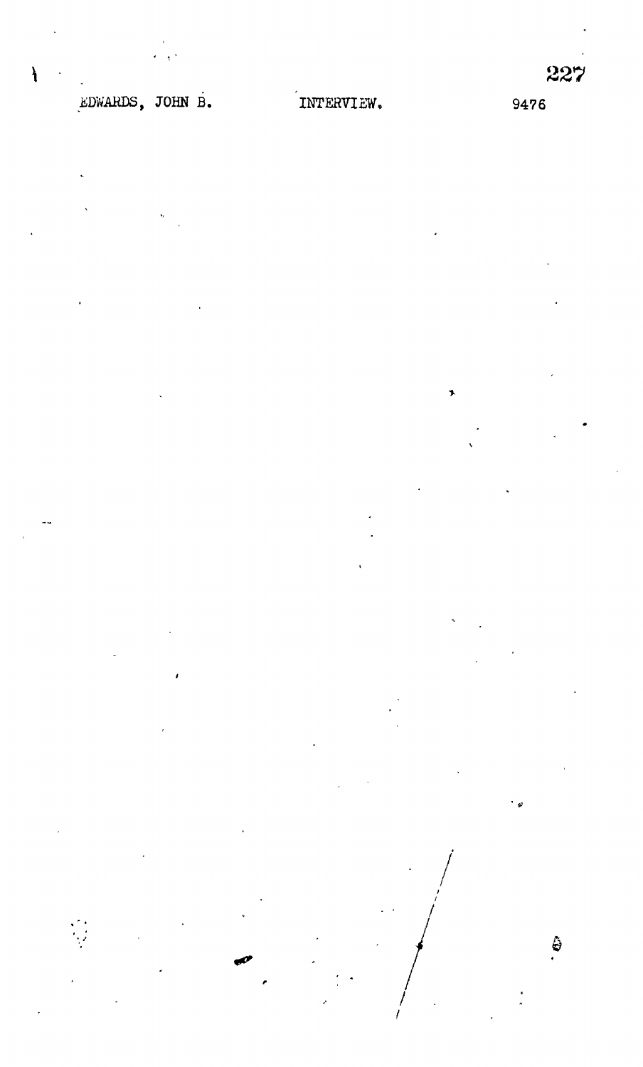EDWARDS, JOHN B. INTERVIEW. 9476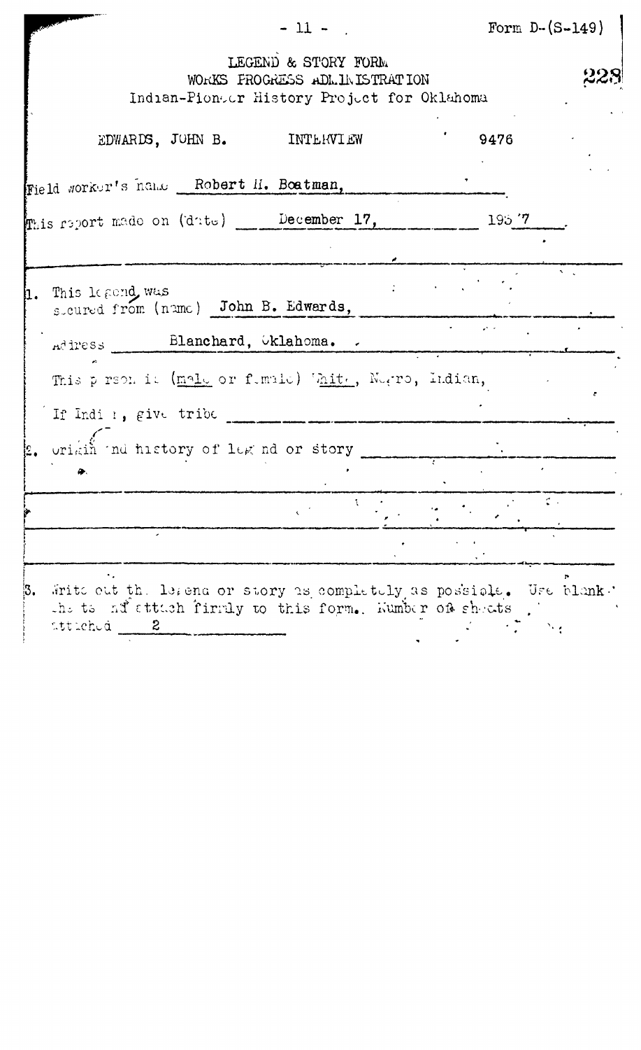Form D-(S-149)

LEGEND & STORY FORM
WORKS PROGRESS ADMINISTRATION
Indian-Pioneer History Project for Oklahoma

228

EDWARDS, JOHN B. INTERVIEW 9476

Field worker's name Robert H. Boatman,

This report made on (date) December 17, 1937

1. This legend was secured from (name) John B. Edwards,

Address Blanchard, Oklahoma.

This person is (male or female) White, Negro, Indian,

If Indian, give tribe

2. Origin and history of legend or story

3. Write out the legend or story as completely as possible. Use blank sheets and attach firmly to this form. Number of sheets attached 2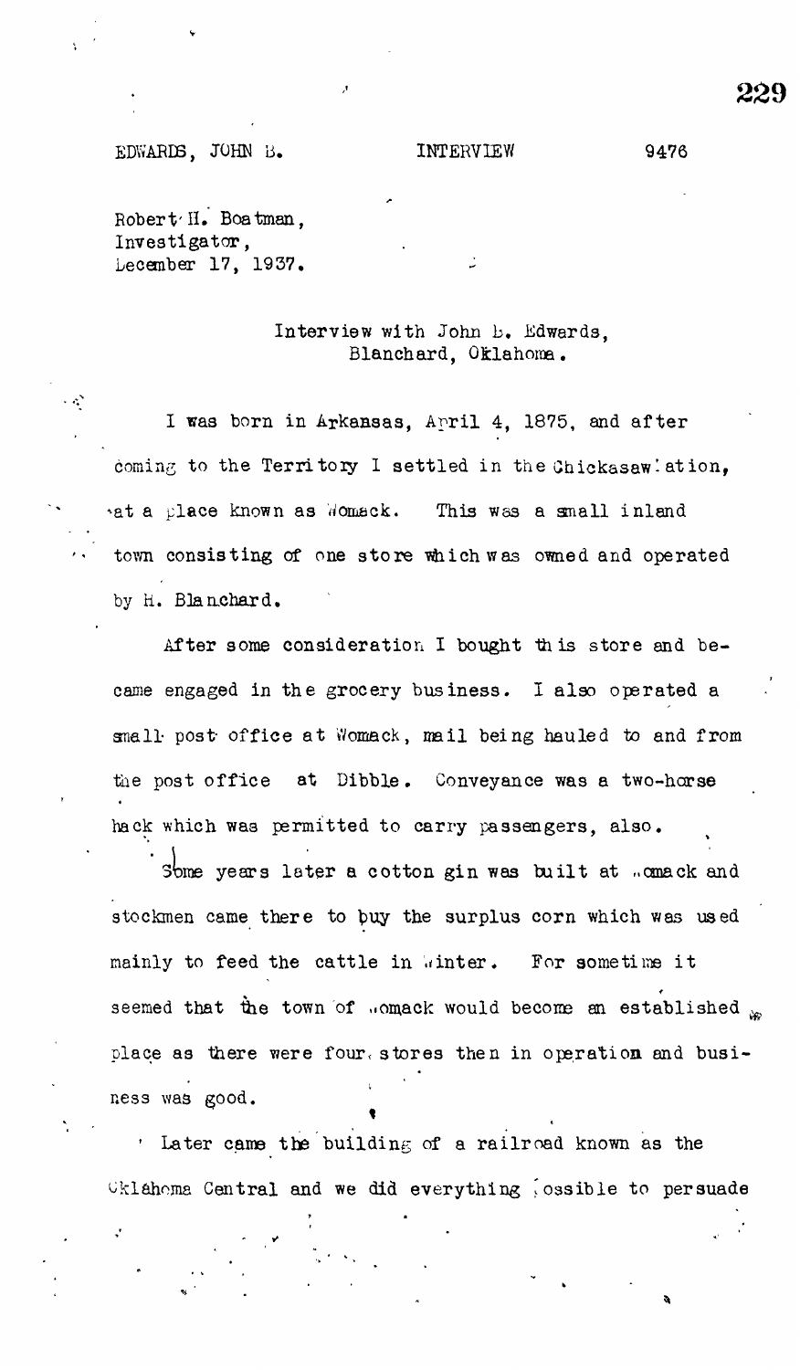EDWARDS, JOHN B.                INTERVIEW                9476

Robert H. Boatman,
Investigator,
December 17, 1937.

Interview with John B. Edwards,
Blanchard, Oklahoma.

I was born in Arkansas, April 4, 1875, and after coming to the Territory I settled in the Chickasaw Nation, at a place known as Womack. This was a small inland town consisting of one store which was owned and operated by H. Blanchard.

After some consideration I bought this store and became engaged in the grocery business. I also operated a small post office at Womack, mail being hauled to and from the post office at Dibble. Conveyance was a two-horse hack which was permitted to carry passengers, also.

Some years later a cotton gin was built at Womack and stockmen came there to buy the surplus corn which was used mainly to feed the cattle in winter. For sometime it seemed that the town of Womack would become an established place as there were four stores then in operation and business was good.

Later came the building of a railroad known as the Oklahoma Central and we did everything possible to persuade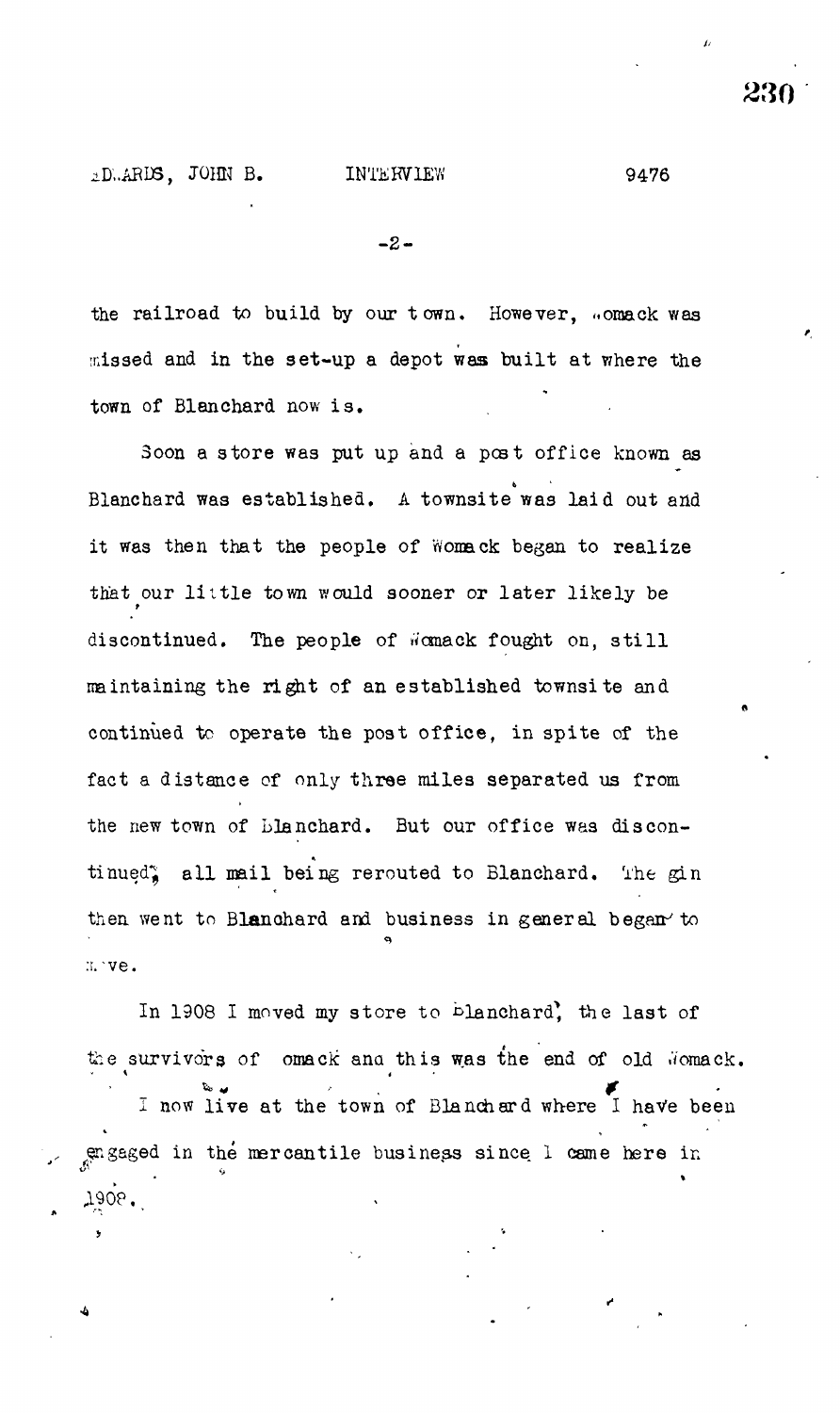the railroad to build by our town. However, Womack was missed and in the set-up a depot was built at where the town of Blanchard now is.

Soon a store was put up and a post office known as Blanchard was established. A townsite was laid out and it was then that the people of Womack began to realize that our little town would sooner or later likely be discontinued. The people of Womack fought on, still maintaining the right of an established townsite and continued to operate the post office, in spite of the fact a distance of only three miles separated us from the new town of Blanchard. But our office was discontinued, all mail being rerouted to Blanchard. The gin then went to Blanchard and business in general began to move.

In 1908 I moved my store to Blanchard, the last of the survivors of Womack and this was the end of old Womack.

I now live at the town of Blanchard where I have been engaged in the mercantile business since I came here in 1908.